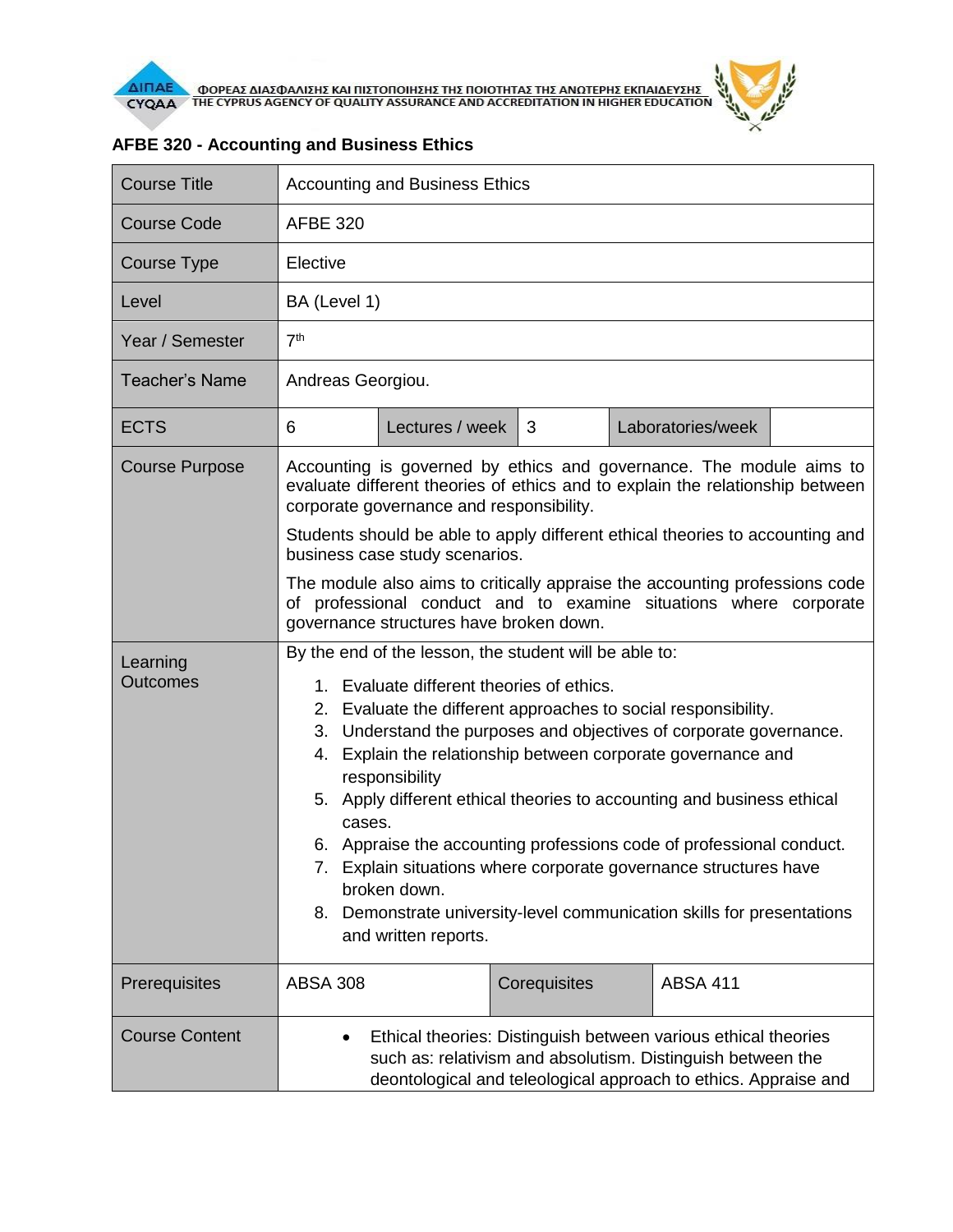# AFBE 320 - Accounting and Business Ethics

| Course Title | Accounting and Business Ethics | | | | |
|---|---|---|---|---|---|
| Course Code | AFBE 320 | | | | |
| Course Type | Elective | | | | |
| Level | BA (Level 1) | | | | |
| Year / Semester | 7th | | | | |
| Teacher's Name | Andreas Georgiou. | | | | |
| ECTS | 6 | Lectures / week | 3 | Laboratories/week | |
| Course Purpose | Accounting is governed by ethics and governance. The module aims to evaluate different theories of ethics and to explain the relationship between corporate governance and responsibility.<br><br>Students should be able to apply different ethical theories to accounting and business case study scenarios.<br><br>The module also aims to critically appraise the accounting professions code of professional conduct and to examine situations where corporate governance structures have broken down. | | | | |
| Learning Outcomes | By the end of the lesson, the student will be able to:<br>1. Evaluate different theories of ethics.<br>2. Evaluate the different approaches to social responsibility.<br>3. Understand the purposes and objectives of corporate governance.<br>4. Explain the relationship between corporate governance and responsibility<br>5. Apply different ethical theories to accounting and business ethical cases.<br>6. Appraise the accounting professions code of professional conduct.<br>7. Explain situations where corporate governance structures have broken down.<br>8. Demonstrate university-level communication skills for presentations and written reports. | | | | |
| Prerequisites | ABSA 308 | Corequisites | ABSA 411 | | |
| Course Content | • Ethical theories: Distinguish between various ethical theories such as: relativism and absolutism. Distinguish between the deontological and teleological approach to ethics. Appraise and | | | | |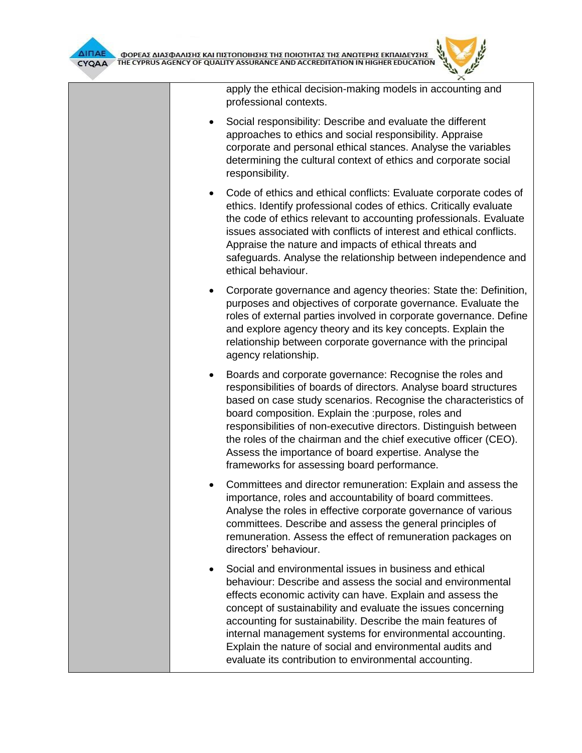| | |
|---|---|
| | apply the ethical decision-making models in accounting and professional contexts.<br><br>• Social responsibility: Describe and evaluate the different approaches to ethics and social responsibility. Appraise corporate and personal ethical stances. Analyse the variables determining the cultural context of ethics and corporate social responsibility.<br><br>• Code of ethics and ethical conflicts: Evaluate corporate codes of ethics. Identify professional codes of ethics. Critically evaluate the code of ethics relevant to accounting professionals. Evaluate issues associated with conflicts of interest and ethical conflicts. Appraise the nature and impacts of ethical threats and safeguards. Analyse the relationship between independence and ethical behaviour.<br><br>• Corporate governance and agency theories: State the: Definition, purposes and objectives of corporate governance. Evaluate the roles of external parties involved in corporate governance. Define and explore agency theory and its key concepts. Explain the relationship between corporate governance with the principal agency relationship.<br><br>• Boards and corporate governance: Recognise the roles and responsibilities of boards of directors. Analyse board structures based on case study scenarios. Recognise the characteristics of board composition. Explain the :purpose, roles and responsibilities of non-executive directors. Distinguish between the roles of the chairman and the chief executive officer (CEO). Assess the importance of board expertise. Analyse the frameworks for assessing board performance.<br><br>• Committees and director remuneration: Explain and assess the importance, roles and accountability of board committees. Analyse the roles in effective corporate governance of various committees. Describe and assess the general principles of remuneration. Assess the effect of remuneration packages on directors' behaviour.<br><br>• Social and environmental issues in business and ethical behaviour: Describe and assess the social and environmental effects economic activity can have. Explain and assess the concept of sustainability and evaluate the issues concerning accounting for sustainability. Describe the main features of internal management systems for environmental accounting. Explain the nature of social and environmental audits and evaluate its contribution to environmental accounting. |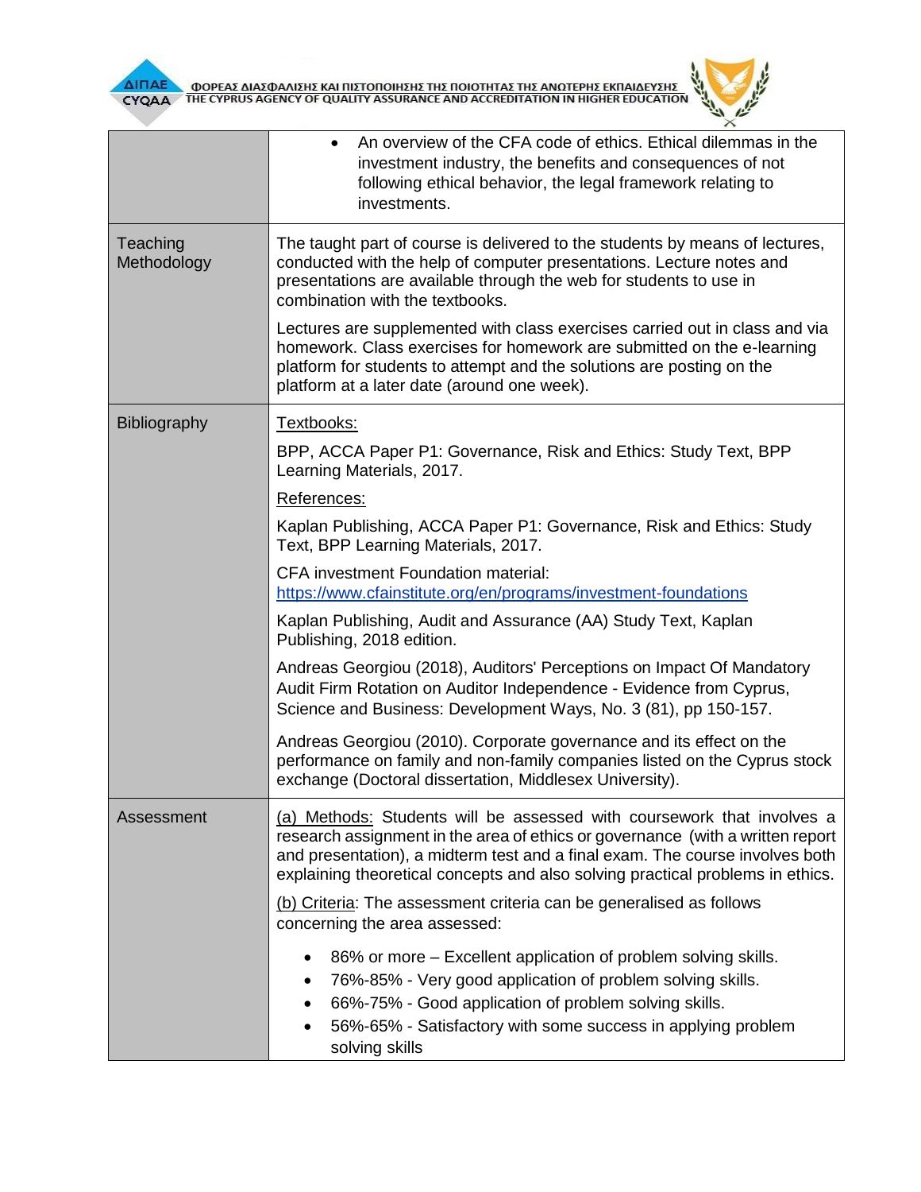| | |
|---|---|
| | • An overview of the CFA code of ethics. Ethical dilemmas in the investment industry, the benefits and consequences of not following ethical behavior, the legal framework relating to investments. |
| Teaching Methodology | The taught part of course is delivered to the students by means of lectures, conducted with the help of computer presentations. Lecture notes and presentations are available through the web for students to use in combination with the textbooks.<br><br>Lectures are supplemented with class exercises carried out in class and via homework. Class exercises for homework are submitted on the e-learning platform for students to attempt and the solutions are posting on the platform at a later date (around one week). |
| Bibliography | <u>Textbooks:</u><br><br>BPP, ACCA Paper P1: Governance, Risk and Ethics: Study Text, BPP Learning Materials, 2017.<br><br><u>References:</u><br><br>Kaplan Publishing, ACCA Paper P1: Governance, Risk and Ethics: Study Text, BPP Learning Materials, 2017.<br><br>CFA investment Foundation material: https://www.cfainstitute.org/en/programs/investment-foundations<br><br>Kaplan Publishing, Audit and Assurance (AA) Study Text, Kaplan Publishing, 2018 edition.<br><br>Andreas Georgiou (2018), Auditors' Perceptions on Impact Of Mandatory Audit Firm Rotation on Auditor Independence - Evidence from Cyprus, Science and Business: Development Ways, No. 3 (81), pp 150-157.<br><br>Andreas Georgiou (2010). Corporate governance and its effect on the performance on family and non-family companies listed on the Cyprus stock exchange (Doctoral dissertation, Middlesex University). |
| Assessment | <u>(a) Methods:</u> Students will be assessed with coursework that involves a research assignment in the area of ethics or governance (with a written report and presentation), a midterm test and a final exam. The course involves both explaining theoretical concepts and also solving practical problems in ethics.<br><br><u>(b) Criteria</u>: The assessment criteria can be generalised as follows concerning the area assessed:<br><br>• 86% or more – Excellent application of problem solving skills.<br>• 76%-85% - Very good application of problem solving skills.<br>• 66%-75% - Good application of problem solving skills.<br>• 56%-65% - Satisfactory with some success in applying problem solving skills |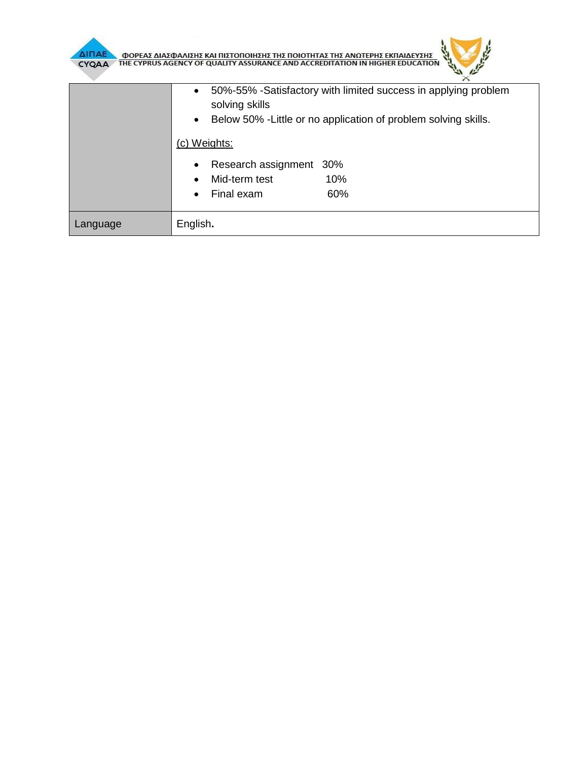| | |
|---|---|
| | • 50%-55% -Satisfactory with limited success in applying problem solving skills<br>• Below 50% -Little or no application of problem solving skills.<br><br><u>(c) Weights:</u><br><br>• Research assignment 30%<br>• Mid-term test 10%<br>• Final exam 60% |
| Language | English**.** |